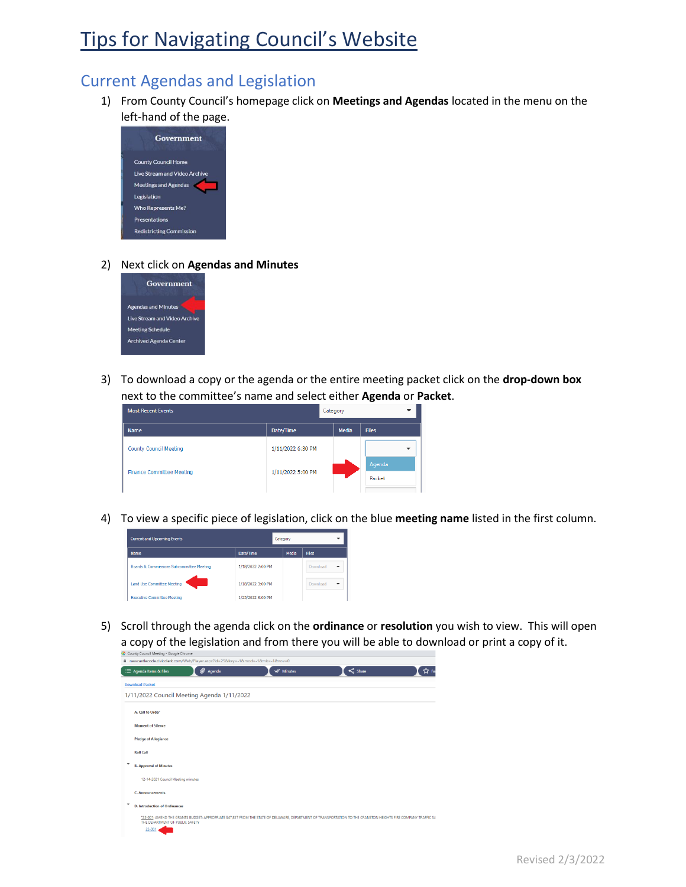# Tips for Navigating Council's Website

## Current Agendas and Legislation

1) From County Council's homepage click on **Meetings and Agendas** located in the menu on the left-hand of the page.

2) Next click on **Agendas and Minutes**

3) To download a copy or the agenda or the entire meeting packet click on the **drop-down box** next to the committee's name and select either **Agenda** or **Packet**.

4) To view a specific piece of legislation, click on the blue **meeting name** listed in the first column.

5) Scroll through the agenda click on the **ordinance** or **resolution** you wish to view. This will open a copy of the legislation and from there you will be able to download or print a copy of it.

Revised 2/3/2022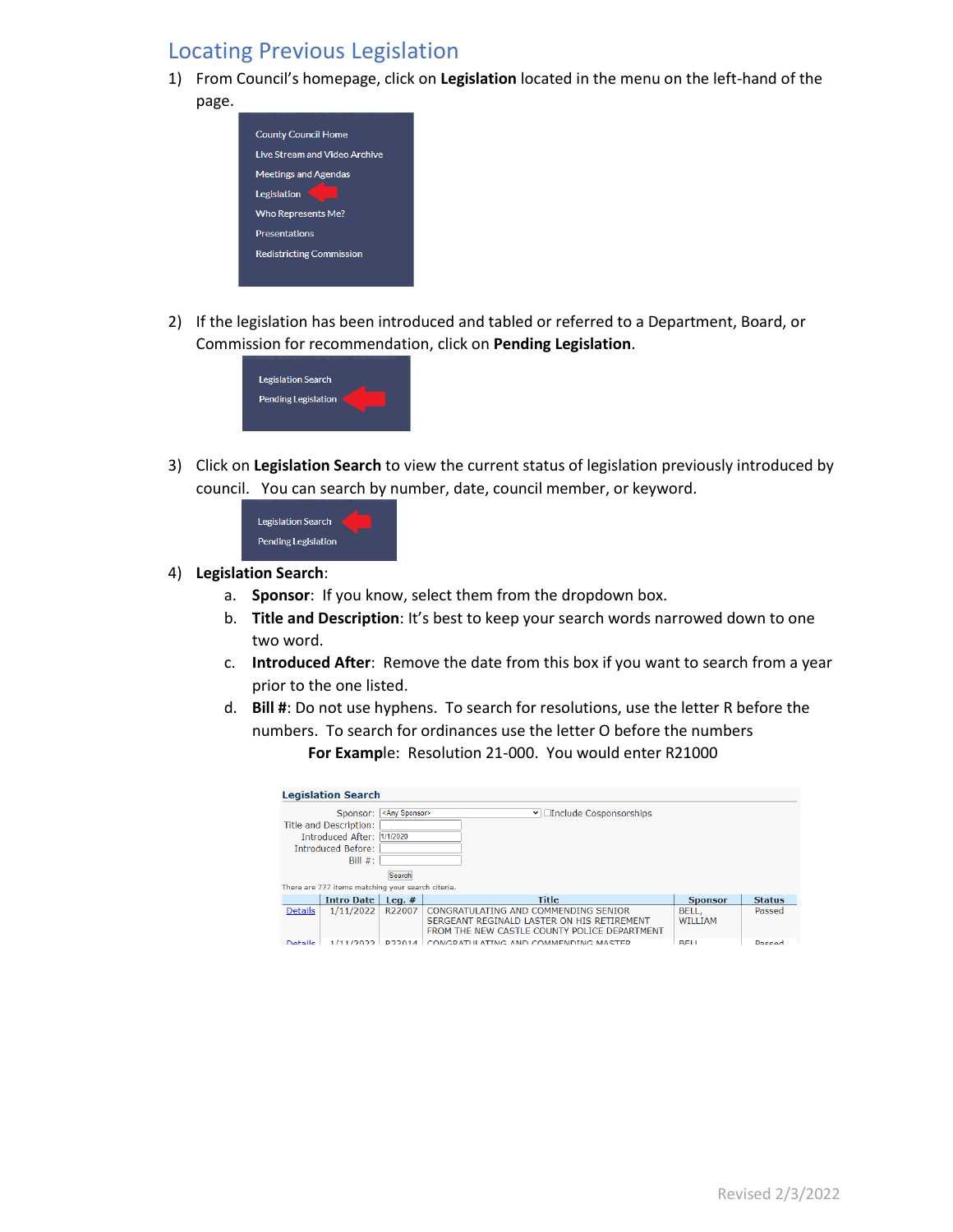## Locating Previous Legislation

1) From Council's homepage, click on **Legislation** located in the menu on the left-hand of the page.

   County Council Home
   Live Stream and Video Archive
   Meetings and Agendas
   Legislation
   Who Represents Me?
   Presentations
   Redistricting Commission

2) If the legislation has been introduced and tabled or referred to a Department, Board, or Commission for recommendation, click on **Pending Legislation**.

   Legislation Search
   Pending Legislation

3) Click on **Legislation Search** to view the current status of legislation previously introduced by council. You can search by number, date, council member, or keyword.

   Legislation Search
   Pending Legislation

4) **Legislation Search**:
   a. **Sponsor**: If you know, select them from the dropdown box.
   b. **Title and Description**: It's best to keep your search words narrowed down to one two word.
   c. **Introduced After**: Remove the date from this box if you want to search from a year prior to the one listed.
   d. **Bill #**: Do not use hyphens. To search for resolutions, use the letter R before the numbers. To search for ordinances use the letter O before the numbers

      **For Example**: Resolution 21-000. You would enter R21000

**Legislation Search**

Sponsor: <Any Sponsor> ☐Include Cosponsorships
Title and Description:
Introduced After: 1/1/2020
Introduced Before:
Bill #:
Search

There are 777 items matching your search citeria.

| | Intro Date | Leg. # | Title | Sponsor | Status |
|---|---|---|---|---|---|
| Details | 1/11/2022 | R22007 | CONGRATULATING AND COMMENDING SENIOR SERGEANT REGINALD LASTER ON HIS RETIREMENT FROM THE NEW CASTLE COUNTY POLICE DEPARTMENT | BELL, WILLIAM | Passed |
| Details | 1/11/2022 | R22014 | CONGRATULATING AND COMMENDING MASTER | BELL | Passed |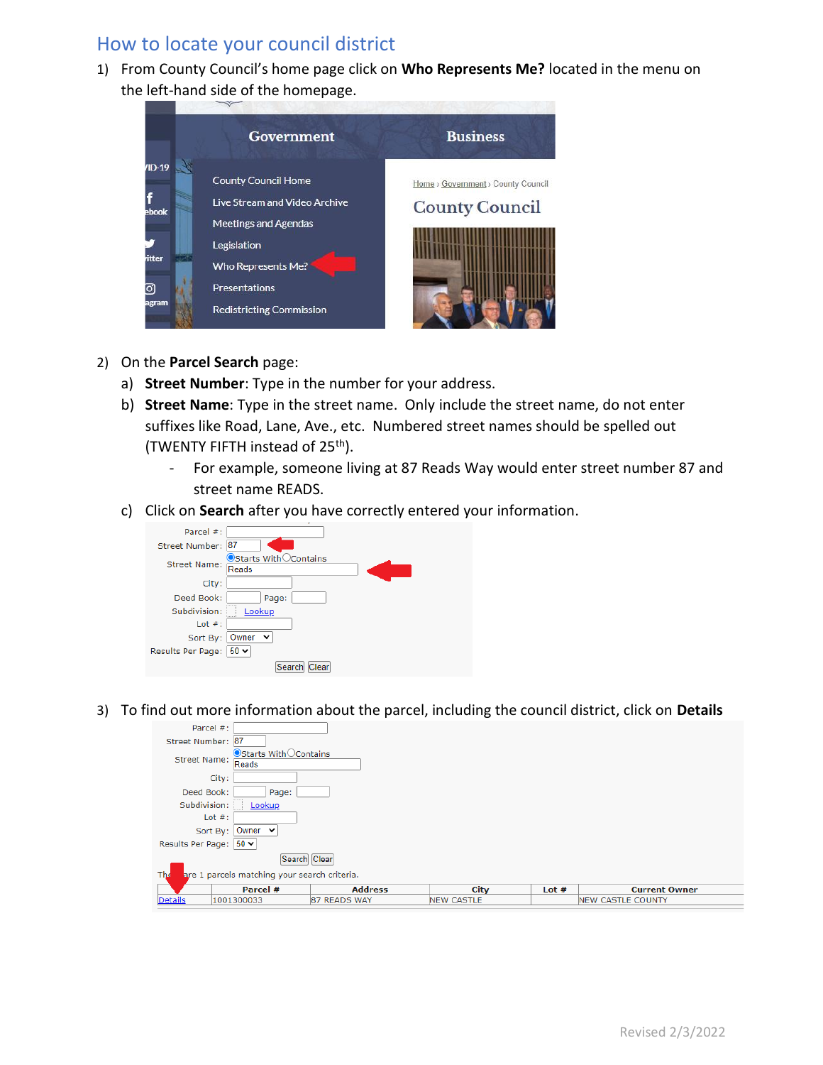## How to locate your council district

1) From County Council's home page click on **Who Represents Me?** located in the menu on the left-hand side of the homepage.

2) On the **Parcel Search** page:
   a) **Street Number**: Type in the number for your address.
   b) **Street Name**: Type in the street name. Only include the street name, do not enter suffixes like Road, Lane, Ave., etc. Numbered street names should be spelled out (TWENTY FIFTH instead of 25th).
      - For example, someone living at 87 Reads Way would enter street number 87 and street name READS.
   c) Click on **Search** after you have correctly entered your information.

3) To find out more information about the parcel, including the council district, click on **Details**

Revised 2/3/2022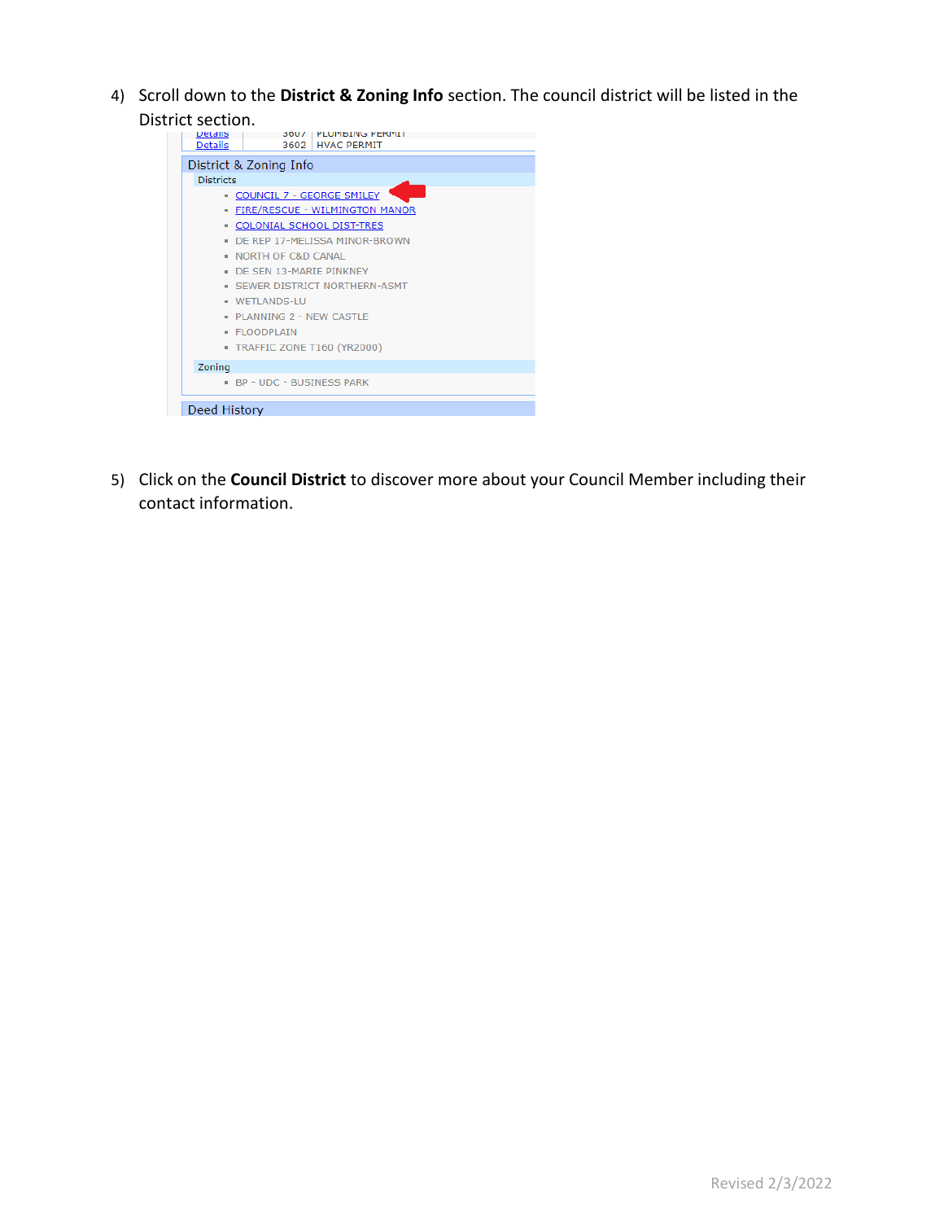4) Scroll down to the **District & Zoning Info** section. The council district will be listed in the District section.

5) Click on the **Council District** to discover more about your Council Member including their contact information.